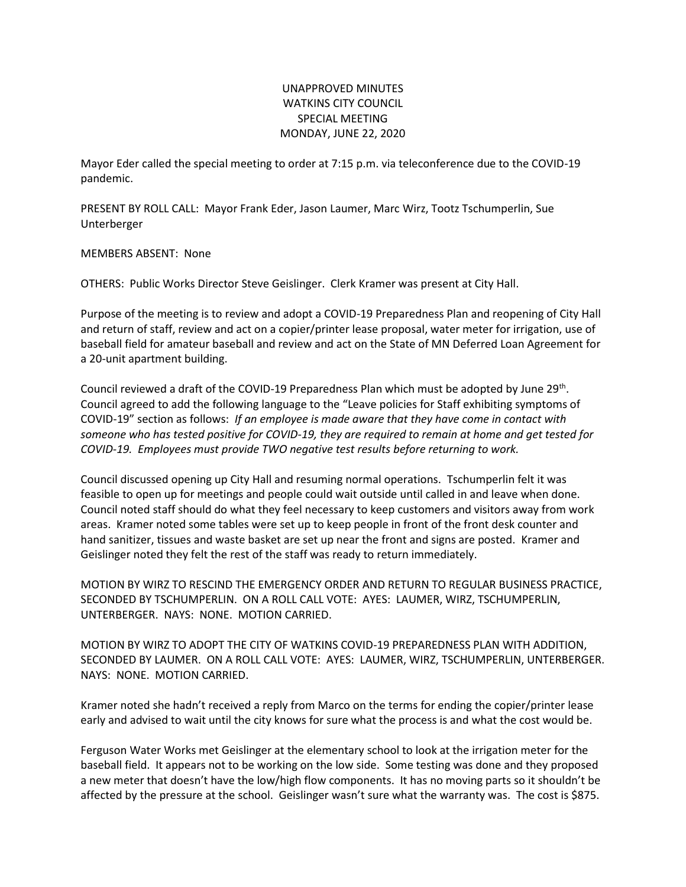# UNAPPROVED MINUTES
# WATKINS CITY COUNCIL
# SPECIAL MEETING
# MONDAY, JUNE 22, 2020

Mayor Eder called the special meeting to order at 7:15 p.m. via teleconference due to the COVID-19 pandemic.

PRESENT BY ROLL CALL: Mayor Frank Eder, Jason Laumer, Marc Wirz, Tootz Tschumperlin, Sue Unterberger

MEMBERS ABSENT: None

OTHERS: Public Works Director Steve Geislinger. Clerk Kramer was present at City Hall.

Purpose of the meeting is to review and adopt a COVID-19 Preparedness Plan and reopening of City Hall and return of staff, review and act on a copier/printer lease proposal, water meter for irrigation, use of baseball field for amateur baseball and review and act on the State of MN Deferred Loan Agreement for a 20-unit apartment building.

Council reviewed a draft of the COVID-19 Preparedness Plan which must be adopted by June 29th. Council agreed to add the following language to the "Leave policies for Staff exhibiting symptoms of COVID-19" section as follows: *If an employee is made aware that they have come in contact with someone who has tested positive for COVID-19, they are required to remain at home and get tested for COVID-19. Employees must provide TWO negative test results before returning to work.*

Council discussed opening up City Hall and resuming normal operations. Tschumperlin felt it was feasible to open up for meetings and people could wait outside until called in and leave when done. Council noted staff should do what they feel necessary to keep customers and visitors away from work areas. Kramer noted some tables were set up to keep people in front of the front desk counter and hand sanitizer, tissues and waste basket are set up near the front and signs are posted. Kramer and Geislinger noted they felt the rest of the staff was ready to return immediately.

MOTION BY WIRZ TO RESCIND THE EMERGENCY ORDER AND RETURN TO REGULAR BUSINESS PRACTICE, SECONDED BY TSCHUMPERLIN. ON A ROLL CALL VOTE: AYES: LAUMER, WIRZ, TSCHUMPERLIN, UNTERBERGER. NAYS: NONE. MOTION CARRIED.

MOTION BY WIRZ TO ADOPT THE CITY OF WATKINS COVID-19 PREPAREDNESS PLAN WITH ADDITION, SECONDED BY LAUMER. ON A ROLL CALL VOTE: AYES: LAUMER, WIRZ, TSCHUMPERLIN, UNTERBERGER. NAYS: NONE. MOTION CARRIED.

Kramer noted she hadn't received a reply from Marco on the terms for ending the copier/printer lease early and advised to wait until the city knows for sure what the process is and what the cost would be.

Ferguson Water Works met Geislinger at the elementary school to look at the irrigation meter for the baseball field. It appears not to be working on the low side. Some testing was done and they proposed a new meter that doesn't have the low/high flow components. It has no moving parts so it shouldn't be affected by the pressure at the school. Geislinger wasn't sure what the warranty was. The cost is $875.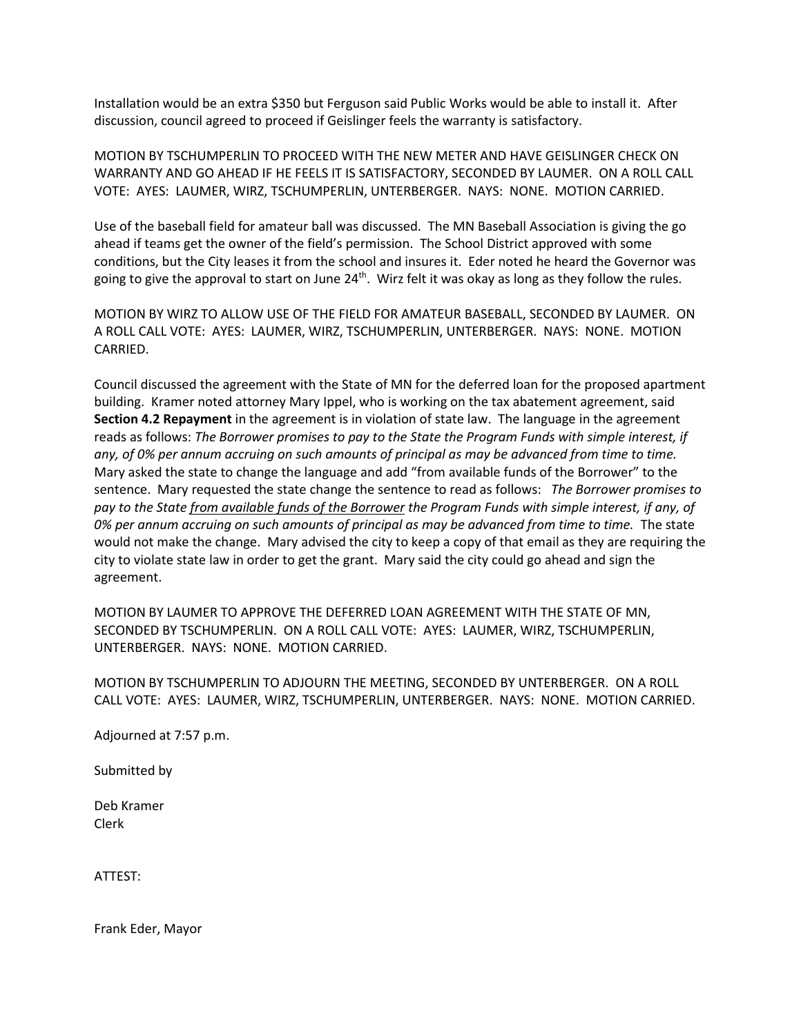Installation would be an extra $350 but Ferguson said Public Works would be able to install it. After discussion, council agreed to proceed if Geislinger feels the warranty is satisfactory.

MOTION BY TSCHUMPERLIN TO PROCEED WITH THE NEW METER AND HAVE GEISLINGER CHECK ON WARRANTY AND GO AHEAD IF HE FEELS IT IS SATISFACTORY, SECONDED BY LAUMER. ON A ROLL CALL VOTE: AYES: LAUMER, WIRZ, TSCHUMPERLIN, UNTERBERGER. NAYS: NONE. MOTION CARRIED.

Use of the baseball field for amateur ball was discussed. The MN Baseball Association is giving the go ahead if teams get the owner of the field's permission. The School District approved with some conditions, but the City leases it from the school and insures it. Eder noted he heard the Governor was going to give the approval to start on June 24th. Wirz felt it was okay as long as they follow the rules.

MOTION BY WIRZ TO ALLOW USE OF THE FIELD FOR AMATEUR BASEBALL, SECONDED BY LAUMER. ON A ROLL CALL VOTE: AYES: LAUMER, WIRZ, TSCHUMPERLIN, UNTERBERGER. NAYS: NONE. MOTION CARRIED.

Council discussed the agreement with the State of MN for the deferred loan for the proposed apartment building. Kramer noted attorney Mary Ippel, who is working on the tax abatement agreement, said **Section 4.2 Repayment** in the agreement is in violation of state law. The language in the agreement reads as follows: *The Borrower promises to pay to the State the Program Funds with simple interest, if any, of 0% per annum accruing on such amounts of principal as may be advanced from time to time.* Mary asked the state to change the language and add "from available funds of the Borrower" to the sentence. Mary requested the state change the sentence to read as follows: *The Borrower promises to pay to the State <u>from available funds of the Borrower</u> the Program Funds with simple interest, if any, of 0% per annum accruing on such amounts of principal as may be advanced from time to time.* The state would not make the change. Mary advised the city to keep a copy of that email as they are requiring the city to violate state law in order to get the grant. Mary said the city could go ahead and sign the agreement.

MOTION BY LAUMER TO APPROVE THE DEFERRED LOAN AGREEMENT WITH THE STATE OF MN, SECONDED BY TSCHUMPERLIN. ON A ROLL CALL VOTE: AYES: LAUMER, WIRZ, TSCHUMPERLIN, UNTERBERGER. NAYS: NONE. MOTION CARRIED.

MOTION BY TSCHUMPERLIN TO ADJOURN THE MEETING, SECONDED BY UNTERBERGER. ON A ROLL CALL VOTE: AYES: LAUMER, WIRZ, TSCHUMPERLIN, UNTERBERGER. NAYS: NONE. MOTION CARRIED.

Adjourned at 7:57 p.m.

Submitted by

Deb Kramer
Clerk

ATTEST:

Frank Eder, Mayor